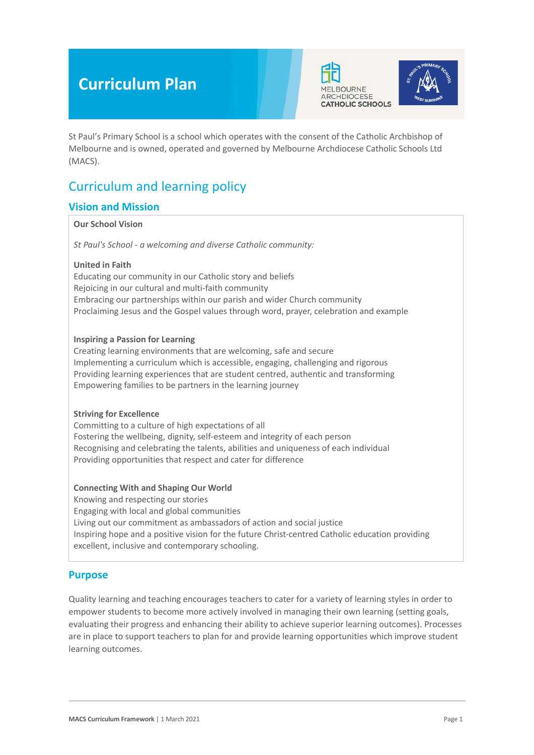# Curriculum Plan

St Paul's Primary School is a school which operates with the consent of the Catholic Archbishop of Melbourne and is owned, operated and governed by Melbourne Archdiocese Catholic Schools Ltd (MACS).

## Curriculum and learning policy

### Vision and Mission

**Our School Vision**

*St Paul's School - a welcoming and diverse Catholic community:*

**United in Faith**
Educating our community in our Catholic story and beliefs
Rejoicing in our cultural and multi-faith community
Embracing our partnerships within our parish and wider Church community
Proclaiming Jesus and the Gospel values through word, prayer, celebration and example

**Inspiring a Passion for Learning**
Creating learning environments that are welcoming, safe and secure
Implementing a curriculum which is accessible, engaging, challenging and rigorous
Providing learning experiences that are student centred, authentic and transforming
Empowering families to be partners in the learning journey

**Striving for Excellence**
Committing to a culture of high expectations of all
Fostering the wellbeing, dignity, self-esteem and integrity of each person
Recognising and celebrating the talents, abilities and uniqueness of each individual
Providing opportunities that respect and cater for difference

**Connecting With and Shaping Our World**
Knowing and respecting our stories
Engaging with local and global communities
Living out our commitment as ambassadors of action and social justice
Inspiring hope and a positive vision for the future Christ-centred Catholic education providing excellent, inclusive and contemporary schooling.

### Purpose

Quality learning and teaching encourages teachers to cater for a variety of learning styles in order to empower students to become more actively involved in managing their own learning (setting goals, evaluating their progress and enhancing their ability to achieve superior learning outcomes). Processes are in place to support teachers to plan for and provide learning opportunities which improve student learning outcomes.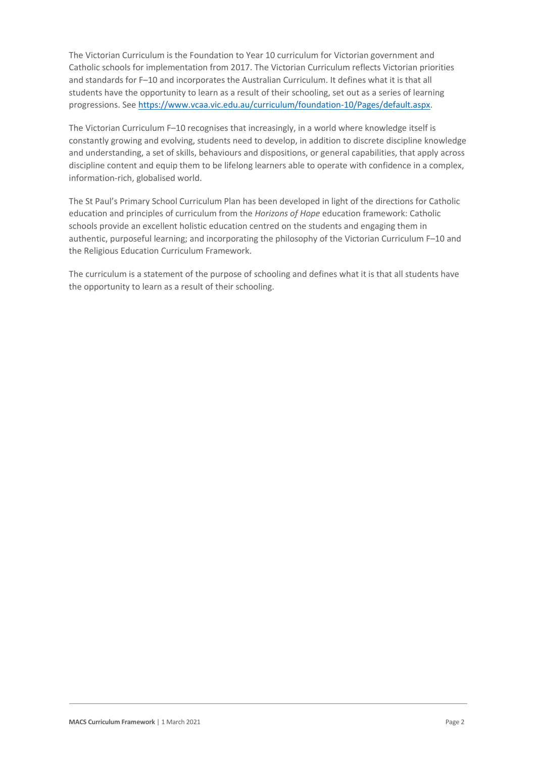The Victorian Curriculum is the Foundation to Year 10 curriculum for Victorian government and Catholic schools for implementation from 2017. The Victorian Curriculum reflects Victorian priorities and standards for F–10 and incorporates the Australian Curriculum. It defines what it is that all students have the opportunity to learn as a result of their schooling, set out as a series of learning progressions. See [https://www.vcaa.vic.edu.au/curriculum/foundation-10/Pages/default.aspx](https://www.vcaa.vic.edu.au/curriculum/foundation-10/Pages/default.aspx).

The Victorian Curriculum F–10 recognises that increasingly, in a world where knowledge itself is constantly growing and evolving, students need to develop, in addition to discrete discipline knowledge and understanding, a set of skills, behaviours and dispositions, or general capabilities, that apply across discipline content and equip them to be lifelong learners able to operate with confidence in a complex, information-rich, globalised world.

The St Paul's Primary School Curriculum Plan has been developed in light of the directions for Catholic education and principles of curriculum from the *Horizons of Hope* education framework: Catholic schools provide an excellent holistic education centred on the students and engaging them in authentic, purposeful learning; and incorporating the philosophy of the Victorian Curriculum F–10 and the Religious Education Curriculum Framework.

The curriculum is a statement of the purpose of schooling and defines what it is that all students have the opportunity to learn as a result of their schooling.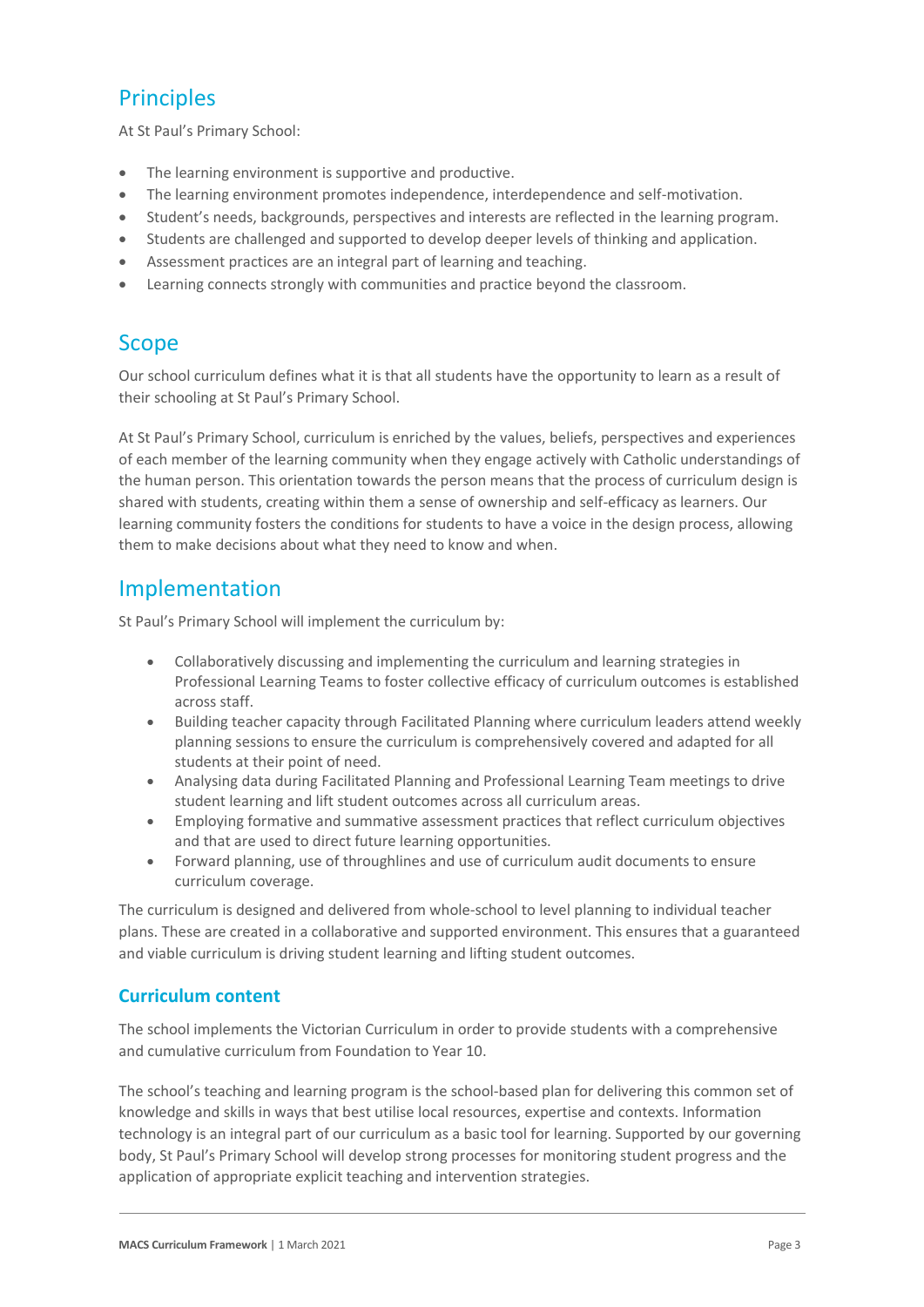## Principles

At St Paul's Primary School:

- The learning environment is supportive and productive.
- The learning environment promotes independence, interdependence and self-motivation.
- Student's needs, backgrounds, perspectives and interests are reflected in the learning program.
- Students are challenged and supported to develop deeper levels of thinking and application.
- Assessment practices are an integral part of learning and teaching.
- Learning connects strongly with communities and practice beyond the classroom.

## Scope

Our school curriculum defines what it is that all students have the opportunity to learn as a result of their schooling at St Paul's Primary School.

At St Paul's Primary School, curriculum is enriched by the values, beliefs, perspectives and experiences of each member of the learning community when they engage actively with Catholic understandings of the human person. This orientation towards the person means that the process of curriculum design is shared with students, creating within them a sense of ownership and self-efficacy as learners. Our learning community fosters the conditions for students to have a voice in the design process, allowing them to make decisions about what they need to know and when.

## Implementation

St Paul's Primary School will implement the curriculum by:

- Collaboratively discussing and implementing the curriculum and learning strategies in Professional Learning Teams to foster collective efficacy of curriculum outcomes is established across staff.
- Building teacher capacity through Facilitated Planning where curriculum leaders attend weekly planning sessions to ensure the curriculum is comprehensively covered and adapted for all students at their point of need.
- Analysing data during Facilitated Planning and Professional Learning Team meetings to drive student learning and lift student outcomes across all curriculum areas.
- Employing formative and summative assessment practices that reflect curriculum objectives and that are used to direct future learning opportunities.
- Forward planning, use of throughlines and use of curriculum audit documents to ensure curriculum coverage.

The curriculum is designed and delivered from whole-school to level planning to individual teacher plans. These are created in a collaborative and supported environment. This ensures that a guaranteed and viable curriculum is driving student learning and lifting student outcomes.

### Curriculum content

The school implements the Victorian Curriculum in order to provide students with a comprehensive and cumulative curriculum from Foundation to Year 10.

The school's teaching and learning program is the school-based plan for delivering this common set of knowledge and skills in ways that best utilise local resources, expertise and contexts. Information technology is an integral part of our curriculum as a basic tool for learning. Supported by our governing body, St Paul's Primary School will develop strong processes for monitoring student progress and the application of appropriate explicit teaching and intervention strategies.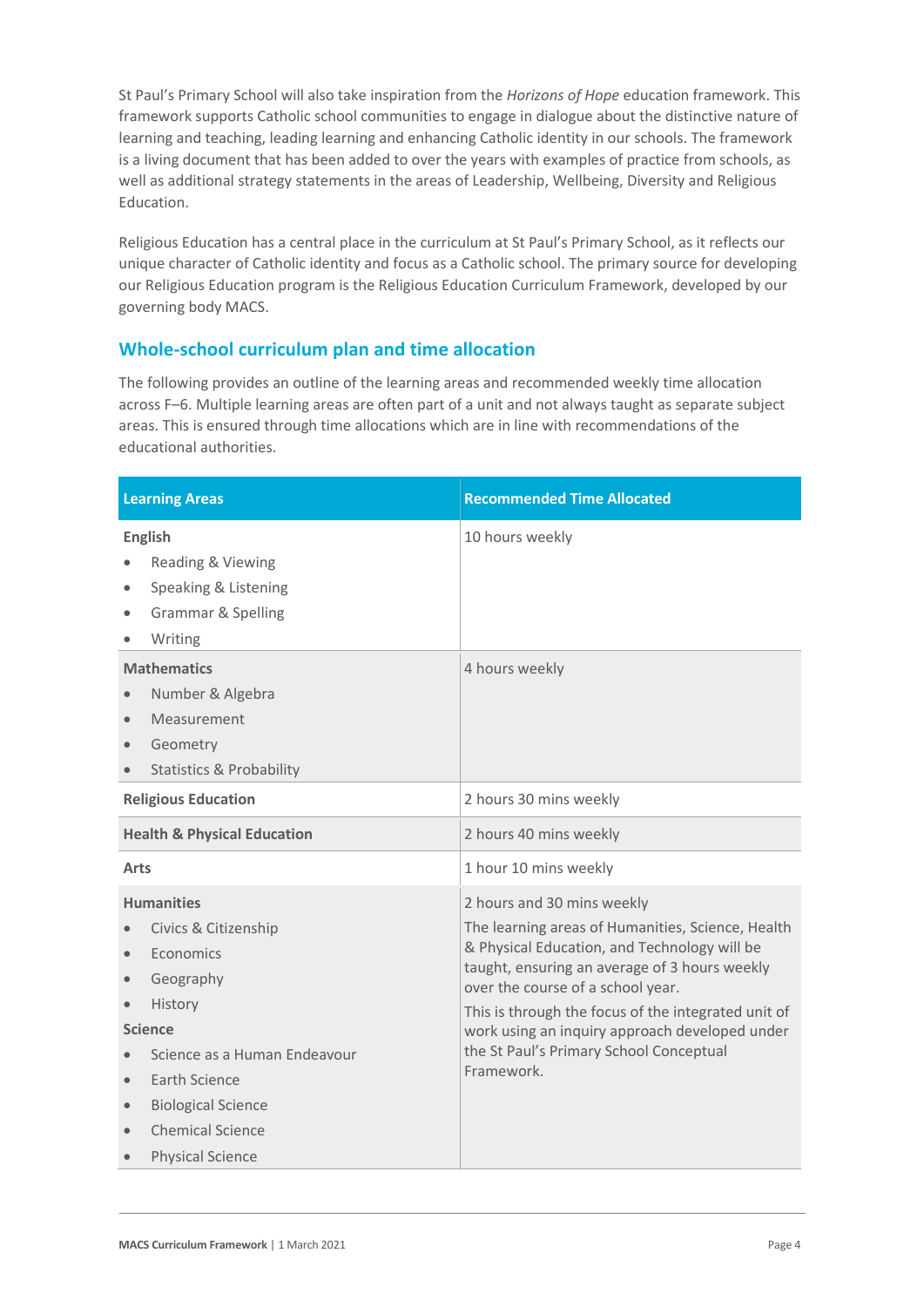St Paul's Primary School will also take inspiration from the *Horizons of Hope* education framework. This framework supports Catholic school communities to engage in dialogue about the distinctive nature of learning and teaching, leading learning and enhancing Catholic identity in our schools. The framework is a living document that has been added to over the years with examples of practice from schools, as well as additional strategy statements in the areas of Leadership, Wellbeing, Diversity and Religious Education.

Religious Education has a central place in the curriculum at St Paul's Primary School, as it reflects our unique character of Catholic identity and focus as a Catholic school. The primary source for developing our Religious Education program is the Religious Education Curriculum Framework, developed by our governing body MACS.

## Whole-school curriculum plan and time allocation

The following provides an outline of the learning areas and recommended weekly time allocation across F–6. Multiple learning areas are often part of a unit and not always taught as separate subject areas. This is ensured through time allocations which are in line with recommendations of the educational authorities.

| Learning Areas | Recommended Time Allocated |
|---|---|
| **English**<br>• Reading & Viewing<br>• Speaking & Listening<br>• Grammar & Spelling<br>• Writing | 10 hours weekly |
| **Mathematics**<br>• Number & Algebra<br>• Measurement<br>• Geometry<br>• Statistics & Probability | 4 hours weekly |
| **Religious Education** | 2 hours 30 mins weekly |
| **Health & Physical Education** | 2 hours 40 mins weekly |
| **Arts** | 1 hour 10 mins weekly |
| **Humanities**<br>• Civics & Citizenship<br>• Economics<br>• Geography<br>• History<br>**Science**<br>• Science as a Human Endeavour<br>• Earth Science<br>• Biological Science<br>• Chemical Science<br>• Physical Science | 2 hours and 30 mins weekly<br>The learning areas of Humanities, Science, Health & Physical Education, and Technology will be taught, ensuring an average of 3 hours weekly over the course of a school year.<br>This is through the focus of the integrated unit of work using an inquiry approach developed under the St Paul's Primary School Conceptual Framework. |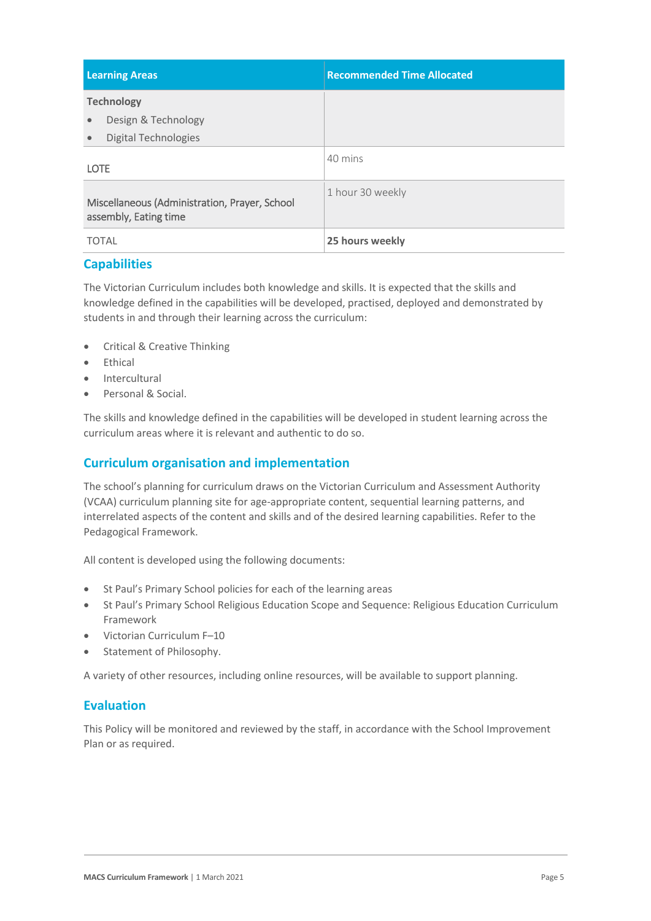| Learning Areas | Recommended Time Allocated |
| --- | --- |
| **Technology**<br>• Design & Technology<br>• Digital Technologies | |
| LOTE | 40 mins |
| Miscellaneous (Administration, Prayer, School assembly, Eating time | 1 hour 30 weekly |
| TOTAL | **25 hours weekly** |

## Capabilities

The Victorian Curriculum includes both knowledge and skills. It is expected that the skills and knowledge defined in the capabilities will be developed, practised, deployed and demonstrated by students in and through their learning across the curriculum:

- Critical & Creative Thinking
- Ethical
- Intercultural
- Personal & Social.

The skills and knowledge defined in the capabilities will be developed in student learning across the curriculum areas where it is relevant and authentic to do so.

## Curriculum organisation and implementation

The school's planning for curriculum draws on the Victorian Curriculum and Assessment Authority (VCAA) curriculum planning site for age-appropriate content, sequential learning patterns, and interrelated aspects of the content and skills and of the desired learning capabilities. Refer to the Pedagogical Framework.

All content is developed using the following documents:

- St Paul's Primary School policies for each of the learning areas
- St Paul's Primary School Religious Education Scope and Sequence: Religious Education Curriculum Framework
- Victorian Curriculum F–10
- Statement of Philosophy.

A variety of other resources, including online resources, will be available to support planning.

## Evaluation

This Policy will be monitored and reviewed by the staff, in accordance with the School Improvement Plan or as required.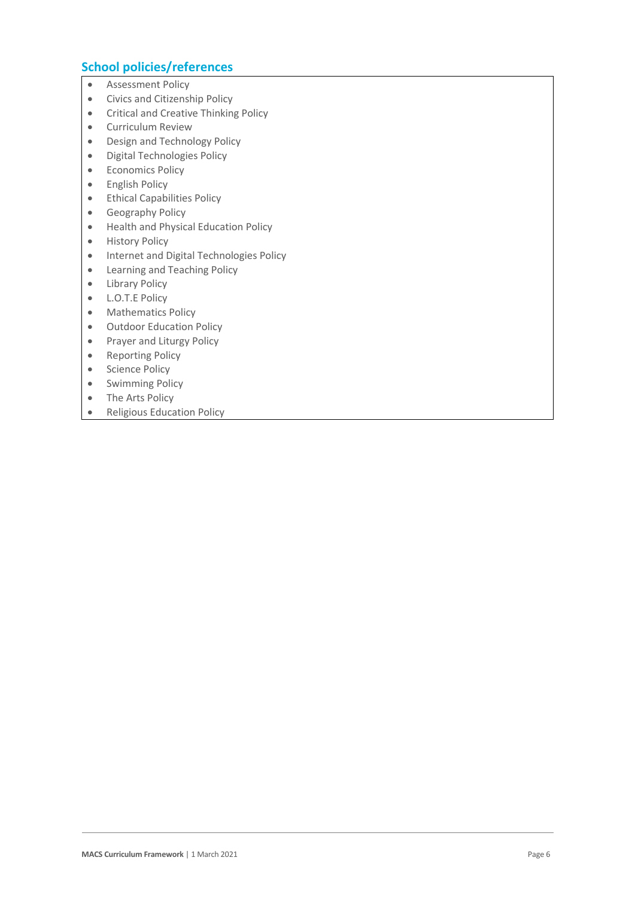## School policies/references

- Assessment Policy
- Civics and Citizenship Policy
- Critical and Creative Thinking Policy
- Curriculum Review
- Design and Technology Policy
- Digital Technologies Policy
- Economics Policy
- English Policy
- Ethical Capabilities Policy
- Geography Policy
- Health and Physical Education Policy
- History Policy
- Internet and Digital Technologies Policy
- Learning and Teaching Policy
- Library Policy
- L.O.T.E Policy
- Mathematics Policy
- Outdoor Education Policy
- Prayer and Liturgy Policy
- Reporting Policy
- Science Policy
- Swimming Policy
- The Arts Policy
- Religious Education Policy